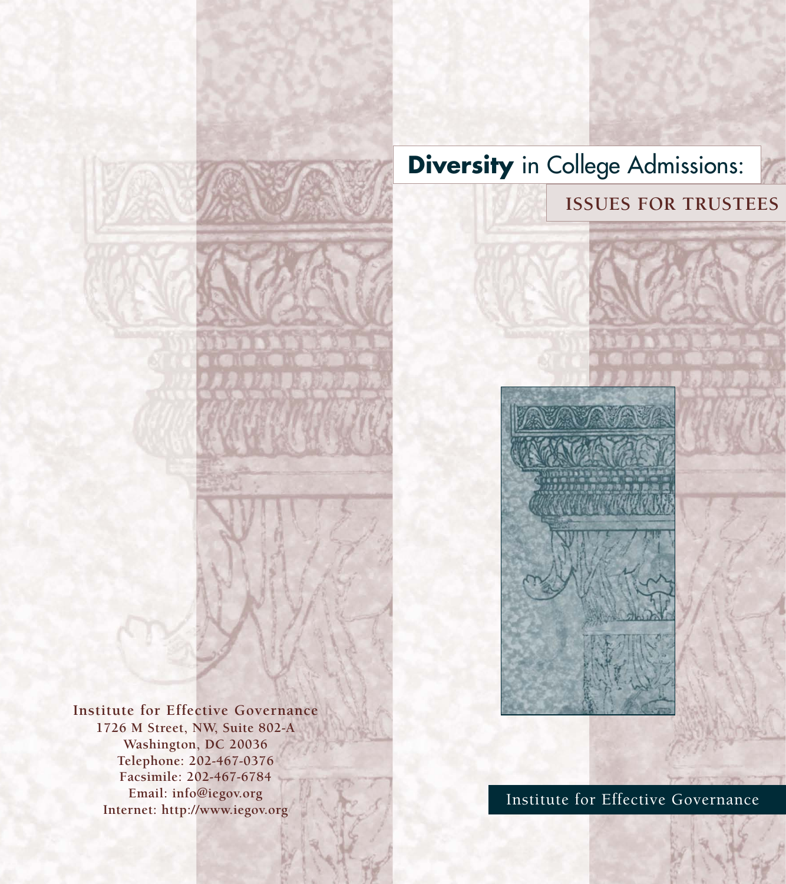# **Diversity** in College Admissions:

## ISSUES FOR TRUSTEES

Institute for Effective Governance

**Institute for Effective Governance**
**1726 M Street, NW, Suite 802-A**
**Washington, DC 20036**
**Telephone: 202-467-0376**
**Facsimile: 202-467-6784**
**Email: info@iegov.org**
**Internet: http://www.iegov.org**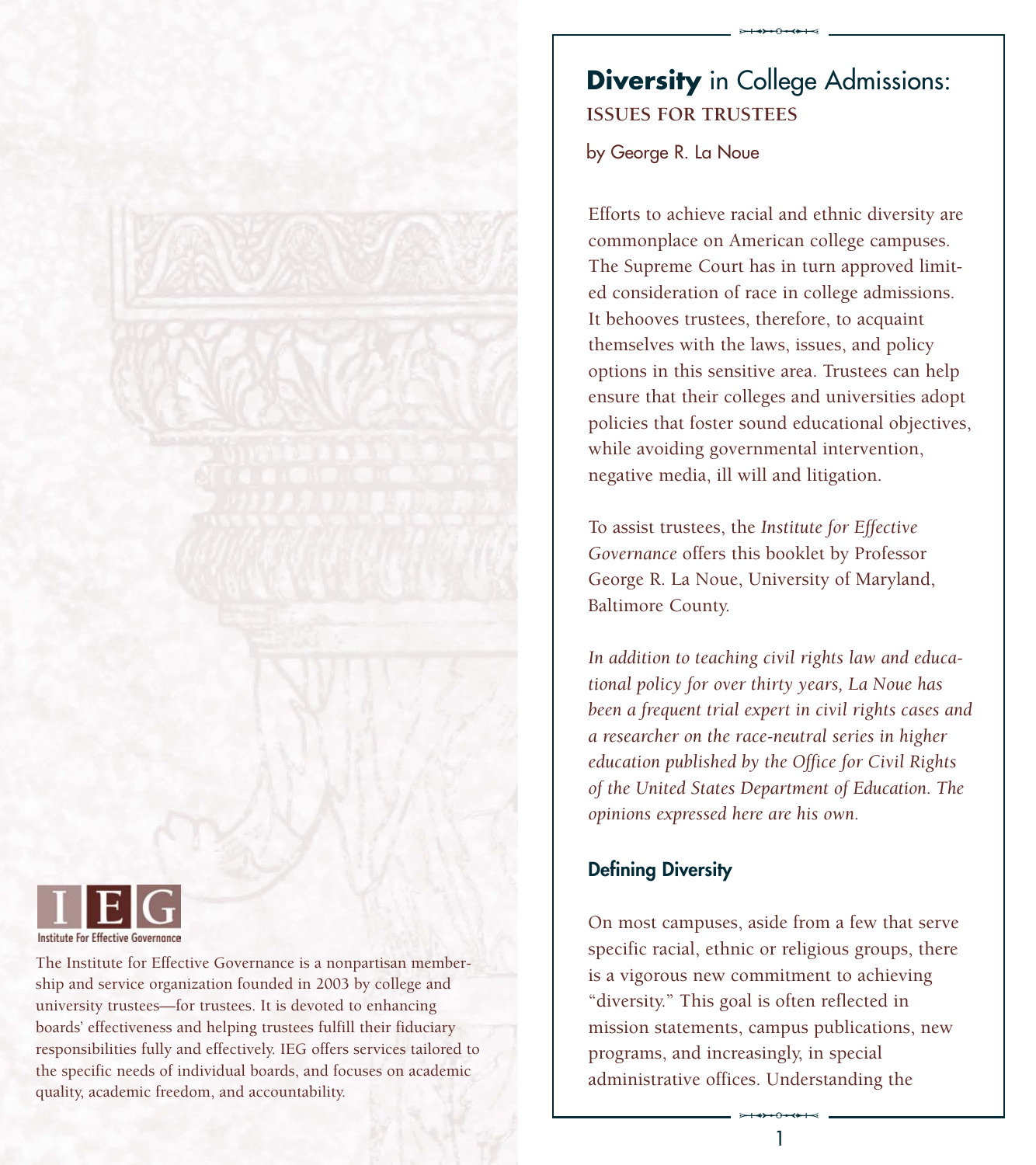Institute For Effective Governance

The Institute for Effective Governance is a nonpartisan membership and service organization founded in 2003 by college and university trustees—for trustees. It is devoted to enhancing boards' effectiveness and helping trustees fulfill their fiduciary responsibilities fully and effectively. IEG offers services tailored to the specific needs of individual boards, and focuses on academic quality, academic freedom, and accountability.

# **Diversity** in College Admissions: ISSUES FOR TRUSTEES

by George R. La Noue

Efforts to achieve racial and ethnic diversity are commonplace on American college campuses. The Supreme Court has in turn approved limited consideration of race in college admissions. It behooves trustees, therefore, to acquaint themselves with the laws, issues, and policy options in this sensitive area. Trustees can help ensure that their colleges and universities adopt policies that foster sound educational objectives, while avoiding governmental intervention, negative media, ill will and litigation.

To assist trustees, the *Institute for Effective Governance* offers this booklet by Professor George R. La Noue, University of Maryland, Baltimore County.

*In addition to teaching civil rights law and educational policy for over thirty years, La Noue has been a frequent trial expert in civil rights cases and a researcher on the race-neutral series in higher education published by the Office for Civil Rights of the United States Department of Education. The opinions expressed here are his own.*

## Defining Diversity

On most campuses, aside from a few that serve specific racial, ethnic or religious groups, there is a vigorous new commitment to achieving "diversity." This goal is often reflected in mission statements, campus publications, new programs, and increasingly, in special administrative offices. Understanding the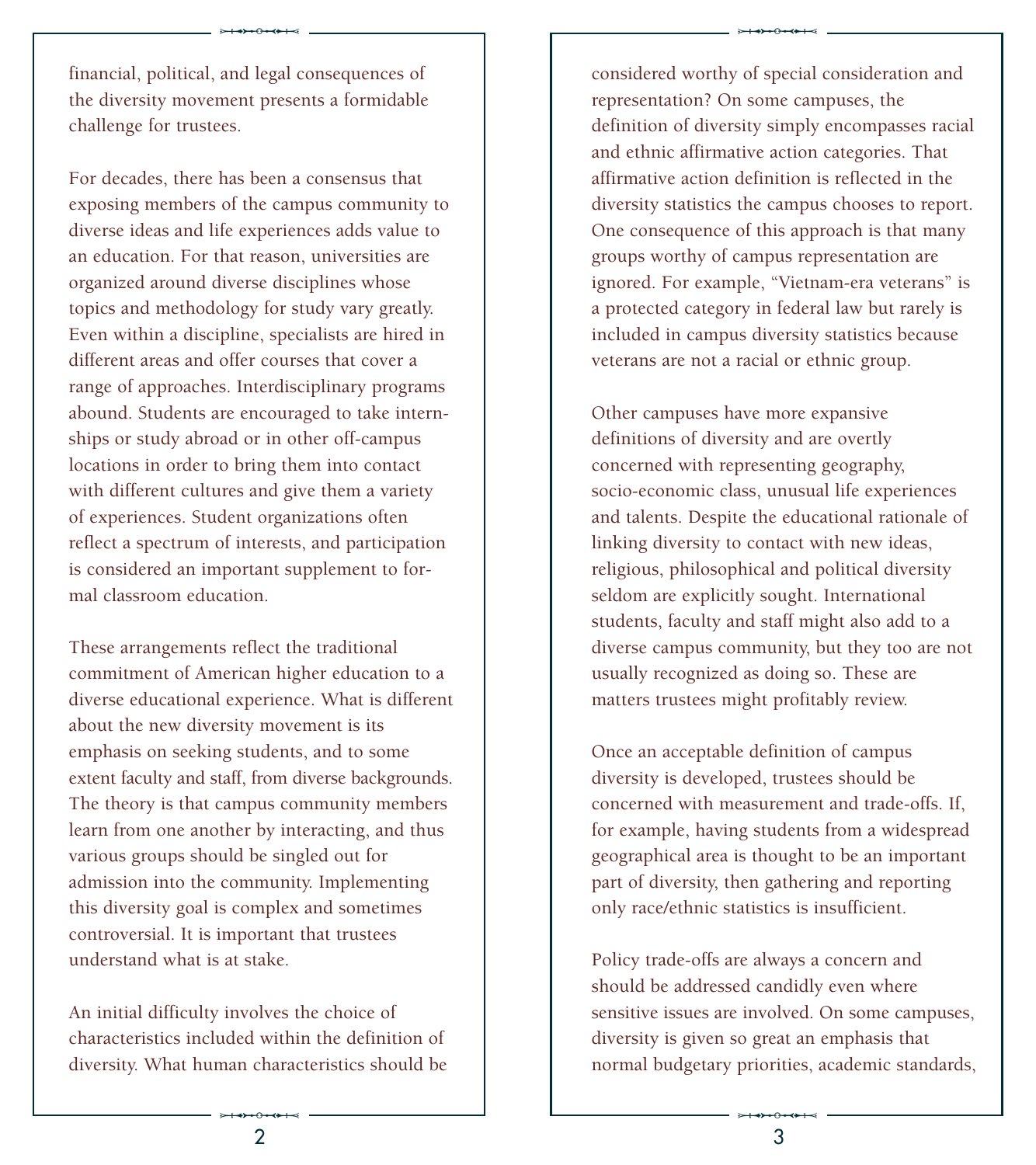financial, political, and legal consequences of the diversity movement presents a formidable challenge for trustees.

For decades, there has been a consensus that exposing members of the campus community to diverse ideas and life experiences adds value to an education. For that reason, universities are organized around diverse disciplines whose topics and methodology for study vary greatly. Even within a discipline, specialists are hired in different areas and offer courses that cover a range of approaches. Interdisciplinary programs abound. Students are encouraged to take internships or study abroad or in other off-campus locations in order to bring them into contact with different cultures and give them a variety of experiences. Student organizations often reflect a spectrum of interests, and participation is considered an important supplement to formal classroom education.

These arrangements reflect the traditional commitment of American higher education to a diverse educational experience. What is different about the new diversity movement is its emphasis on seeking students, and to some extent faculty and staff, from diverse backgrounds. The theory is that campus community members learn from one another by interacting, and thus various groups should be singled out for admission into the community. Implementing this diversity goal is complex and sometimes controversial. It is important that trustees understand what is at stake.

An initial difficulty involves the choice of characteristics included within the definition of diversity. What human characteristics should be considered worthy of special consideration and representation? On some campuses, the definition of diversity simply encompasses racial and ethnic affirmative action categories. That affirmative action definition is reflected in the diversity statistics the campus chooses to report. One consequence of this approach is that many groups worthy of campus representation are ignored. For example, "Vietnam-era veterans" is a protected category in federal law but rarely is included in campus diversity statistics because veterans are not a racial or ethnic group.

Other campuses have more expansive definitions of diversity and are overtly concerned with representing geography, socio-economic class, unusual life experiences and talents. Despite the educational rationale of linking diversity to contact with new ideas, religious, philosophical and political diversity seldom are explicitly sought. International students, faculty and staff might also add to a diverse campus community, but they too are not usually recognized as doing so. These are matters trustees might profitably review.

Once an acceptable definition of campus diversity is developed, trustees should be concerned with measurement and trade-offs. If, for example, having students from a widespread geographical area is thought to be an important part of diversity, then gathering and reporting only race/ethnic statistics is insufficient.

Policy trade-offs are always a concern and should be addressed candidly even where sensitive issues are involved. On some campuses, diversity is given so great an emphasis that normal budgetary priorities, academic standards,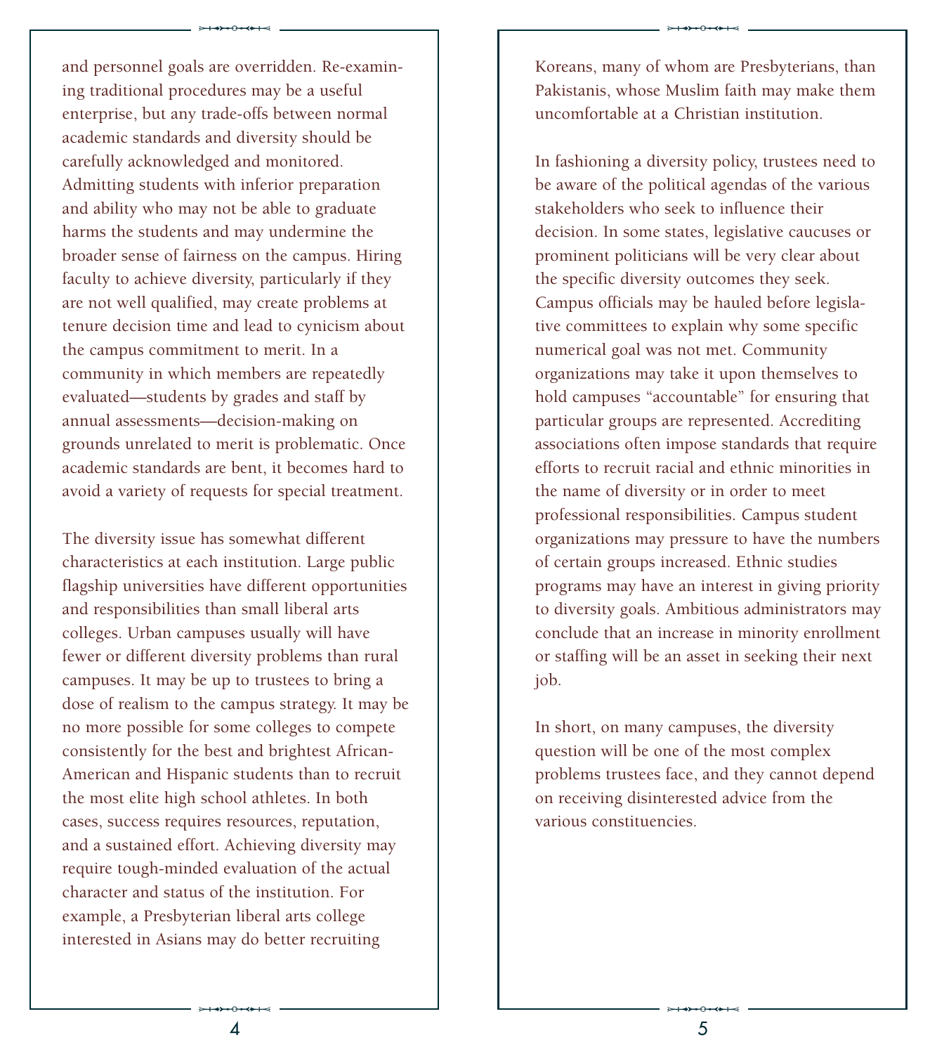and personnel goals are overridden. Re-examining traditional procedures may be a useful enterprise, but any trade-offs between normal academic standards and diversity should be carefully acknowledged and monitored. Admitting students with inferior preparation and ability who may not be able to graduate harms the students and may undermine the broader sense of fairness on the campus. Hiring faculty to achieve diversity, particularly if they are not well qualified, may create problems at tenure decision time and lead to cynicism about the campus commitment to merit. In a community in which members are repeatedly evaluated—students by grades and staff by annual assessments—decision-making on grounds unrelated to merit is problematic. Once academic standards are bent, it becomes hard to avoid a variety of requests for special treatment.

The diversity issue has somewhat different characteristics at each institution. Large public flagship universities have different opportunities and responsibilities than small liberal arts colleges. Urban campuses usually will have fewer or different diversity problems than rural campuses. It may be up to trustees to bring a dose of realism to the campus strategy. It may be no more possible for some colleges to compete consistently for the best and brightest African-American and Hispanic students than to recruit the most elite high school athletes. In both cases, success requires resources, reputation, and a sustained effort. Achieving diversity may require tough-minded evaluation of the actual character and status of the institution. For example, a Presbyterian liberal arts college interested in Asians may do better recruiting Koreans, many of whom are Presbyterians, than Pakistanis, whose Muslim faith may make them uncomfortable at a Christian institution.

In fashioning a diversity policy, trustees need to be aware of the political agendas of the various stakeholders who seek to influence their decision. In some states, legislative caucuses or prominent politicians will be very clear about the specific diversity outcomes they seek. Campus officials may be hauled before legislative committees to explain why some specific numerical goal was not met. Community organizations may take it upon themselves to hold campuses "accountable" for ensuring that particular groups are represented. Accrediting associations often impose standards that require efforts to recruit racial and ethnic minorities in the name of diversity or in order to meet professional responsibilities. Campus student organizations may pressure to have the numbers of certain groups increased. Ethnic studies programs may have an interest in giving priority to diversity goals. Ambitious administrators may conclude that an increase in minority enrollment or staffing will be an asset in seeking their next job.

In short, on many campuses, the diversity question will be one of the most complex problems trustees face, and they cannot depend on receiving disinterested advice from the various constituencies.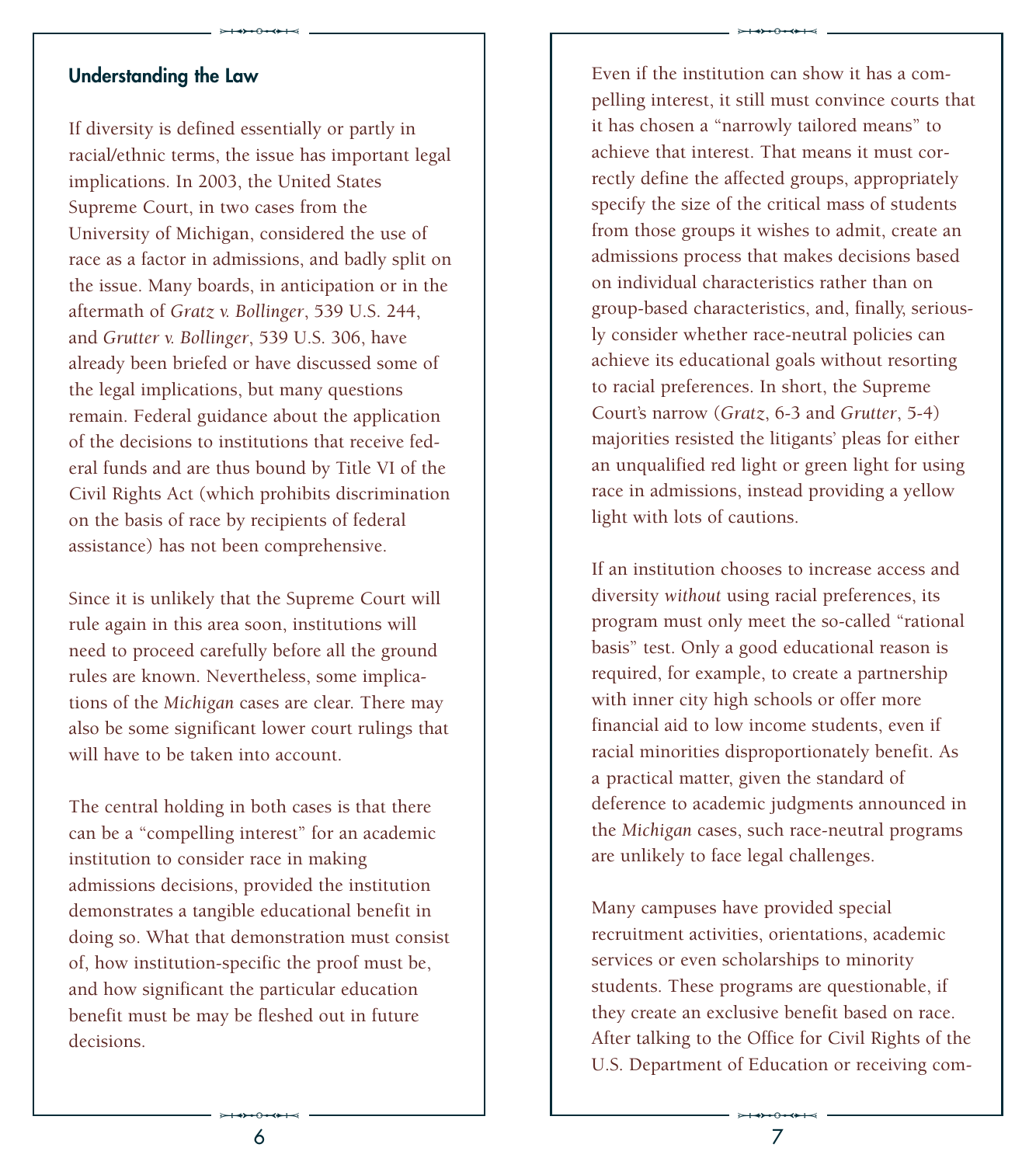## Understanding the Law

If diversity is defined essentially or partly in racial/ethnic terms, the issue has important legal implications. In 2003, the United States Supreme Court, in two cases from the University of Michigan, considered the use of race as a factor in admissions, and badly split on the issue. Many boards, in anticipation or in the aftermath of *Gratz v. Bollinger*, 539 U.S. 244, and *Grutter v. Bollinger*, 539 U.S. 306, have already been briefed or have discussed some of the legal implications, but many questions remain. Federal guidance about the application of the decisions to institutions that receive federal funds and are thus bound by Title VI of the Civil Rights Act (which prohibits discrimination on the basis of race by recipients of federal assistance) has not been comprehensive.

Since it is unlikely that the Supreme Court will rule again in this area soon, institutions will need to proceed carefully before all the ground rules are known. Nevertheless, some implications of the *Michigan* cases are clear. There may also be some significant lower court rulings that will have to be taken into account.

The central holding in both cases is that there can be a "compelling interest" for an academic institution to consider race in making admissions decisions, provided the institution demonstrates a tangible educational benefit in doing so. What that demonstration must consist of, how institution-specific the proof must be, and how significant the particular education benefit must be may be fleshed out in future decisions.

Even if the institution can show it has a compelling interest, it still must convince courts that it has chosen a "narrowly tailored means" to achieve that interest. That means it must correctly define the affected groups, appropriately specify the size of the critical mass of students from those groups it wishes to admit, create an admissions process that makes decisions based on individual characteristics rather than on group-based characteristics, and, finally, seriously consider whether race-neutral policies can achieve its educational goals without resorting to racial preferences. In short, the Supreme Court's narrow (*Gratz*, 6-3 and *Grutter*, 5-4) majorities resisted the litigants' pleas for either an unqualified red light or green light for using race in admissions, instead providing a yellow light with lots of cautions.

If an institution chooses to increase access and diversity *without* using racial preferences, its program must only meet the so-called "rational basis" test. Only a good educational reason is required, for example, to create a partnership with inner city high schools or offer more financial aid to low income students, even if racial minorities disproportionately benefit. As a practical matter, given the standard of deference to academic judgments announced in the *Michigan* cases, such race-neutral programs are unlikely to face legal challenges.

Many campuses have provided special recruitment activities, orientations, academic services or even scholarships to minority students. These programs are questionable, if they create an exclusive benefit based on race. After talking to the Office for Civil Rights of the U.S. Department of Education or receiving com-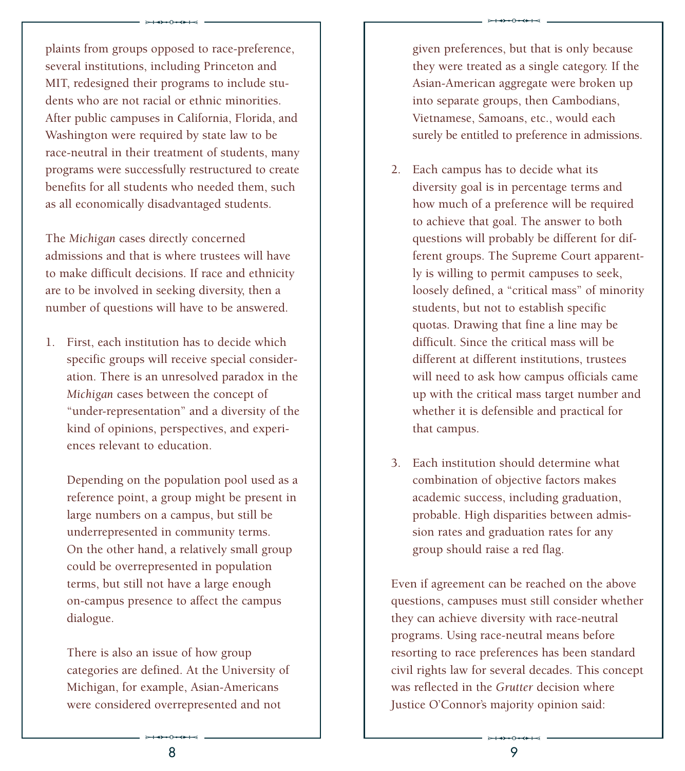plaints from groups opposed to race-preference, several institutions, including Princeton and MIT, redesigned their programs to include students who are not racial or ethnic minorities. After public campuses in California, Florida, and Washington were required by state law to be race-neutral in their treatment of students, many programs were successfully restructured to create benefits for all students who needed them, such as all economically disadvantaged students.

The *Michigan* cases directly concerned admissions and that is where trustees will have to make difficult decisions. If race and ethnicity are to be involved in seeking diversity, then a number of questions will have to be answered.

1. First, each institution has to decide which specific groups will receive special consideration. There is an unresolved paradox in the *Michigan* cases between the concept of "under-representation" and a diversity of the kind of opinions, perspectives, and experiences relevant to education.

   Depending on the population pool used as a reference point, a group might be present in large numbers on a campus, but still be underrepresented in community terms. On the other hand, a relatively small group could be overrepresented in population terms, but still not have a large enough on-campus presence to affect the campus dialogue.

   There is also an issue of how group categories are defined. At the University of Michigan, for example, Asian-Americans were considered overrepresented and not given preferences, but that is only because they were treated as a single category. If the Asian-American aggregate were broken up into separate groups, then Cambodians, Vietnamese, Samoans, etc., would each surely be entitled to preference in admissions.

2. Each campus has to decide what its diversity goal is in percentage terms and how much of a preference will be required to achieve that goal. The answer to both questions will probably be different for different groups. The Supreme Court apparently is willing to permit campuses to seek, loosely defined, a "critical mass" of minority students, but not to establish specific quotas. Drawing that fine a line may be difficult. Since the critical mass will be different at different institutions, trustees will need to ask how campus officials came up with the critical mass target number and whether it is defensible and practical for that campus.

3. Each institution should determine what combination of objective factors makes academic success, including graduation, probable. High disparities between admission rates and graduation rates for any group should raise a red flag.

Even if agreement can be reached on the above questions, campuses must still consider whether they can achieve diversity with race-neutral programs. Using race-neutral means before resorting to race preferences has been standard civil rights law for several decades. This concept was reflected in the *Grutter* decision where Justice O'Connor's majority opinion said: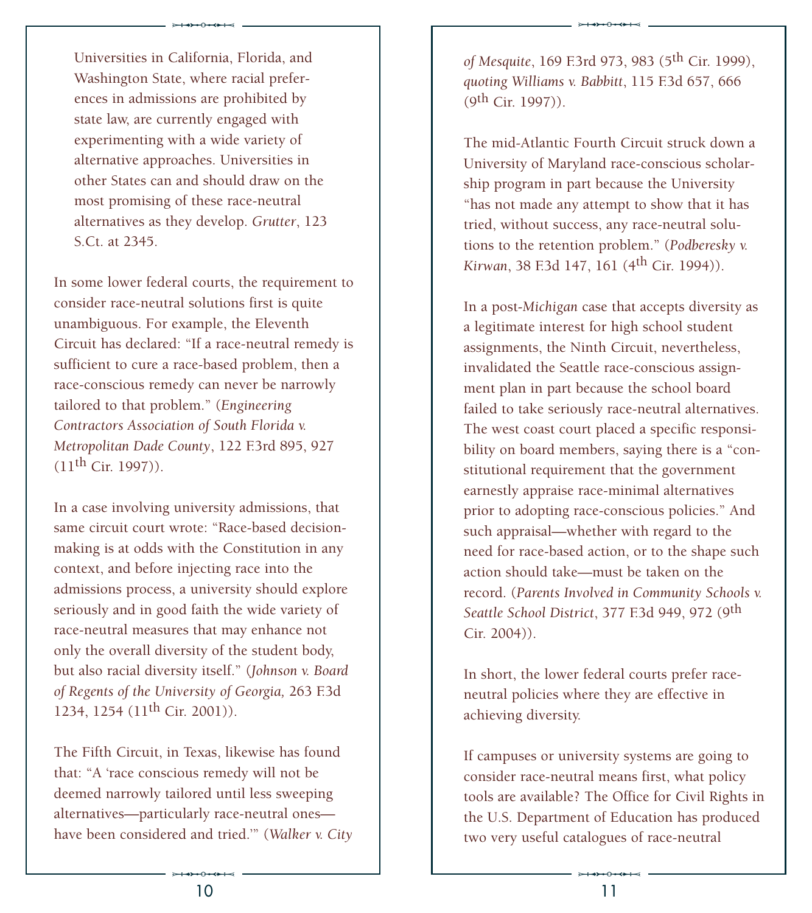Universities in California, Florida, and Washington State, where racial preferences in admissions are prohibited by state law, are currently engaged with experimenting with a wide variety of alternative approaches. Universities in other States can and should draw on the most promising of these race-neutral alternatives as they develop. *Grutter*, 123 S.Ct. at 2345.

In some lower federal courts, the requirement to consider race-neutral solutions first is quite unambiguous. For example, the Eleventh Circuit has declared: "If a race-neutral remedy is sufficient to cure a race-based problem, then a race-conscious remedy can never be narrowly tailored to that problem." (*Engineering Contractors Association of South Florida v. Metropolitan Dade County*, 122 F.3rd 895, 927 (11th Cir. 1997)).

In a case involving university admissions, that same circuit court wrote: "Race-based decision-making is at odds with the Constitution in any context, and before injecting race into the admissions process, a university should explore seriously and in good faith the wide variety of race-neutral measures that may enhance not only the overall diversity of the student body, but also racial diversity itself." (*Johnson v. Board of Regents of the University of Georgia,* 263 F.3d 1234, 1254 (11th Cir. 2001)).

The Fifth Circuit, in Texas, likewise has found that: "A 'race conscious remedy will not be deemed narrowly tailored until less sweeping alternatives—particularly race-neutral ones—have been considered and tried.'" (*Walker v. City of Mesquite*, 169 F.3rd 973, 983 (5th Cir. 1999), *quoting Williams v. Babbitt*, 115 F.3d 657, 666 (9th Cir. 1997)).

The mid-Atlantic Fourth Circuit struck down a University of Maryland race-conscious scholarship program in part because the University "has not made any attempt to show that it has tried, without success, any race-neutral solutions to the retention problem." (*Podberesky v. Kirwan*, 38 F.3d 147, 161 (4th Cir. 1994)).

In a post-*Michigan* case that accepts diversity as a legitimate interest for high school student assignments, the Ninth Circuit, nevertheless, invalidated the Seattle race-conscious assignment plan in part because the school board failed to take seriously race-neutral alternatives. The west coast court placed a specific responsibility on board members, saying there is a "constitutional requirement that the government earnestly appraise race-minimal alternatives prior to adopting race-conscious policies." And such appraisal—whether with regard to the need for race-based action, or to the shape such action should take—must be taken on the record. (*Parents Involved in Community Schools v. Seattle School District*, 377 F.3d 949, 972 (9th Cir. 2004)).

In short, the lower federal courts prefer race-neutral policies where they are effective in achieving diversity.

If campuses or university systems are going to consider race-neutral means first, what policy tools are available? The Office for Civil Rights in the U.S. Department of Education has produced two very useful catalogues of race-neutral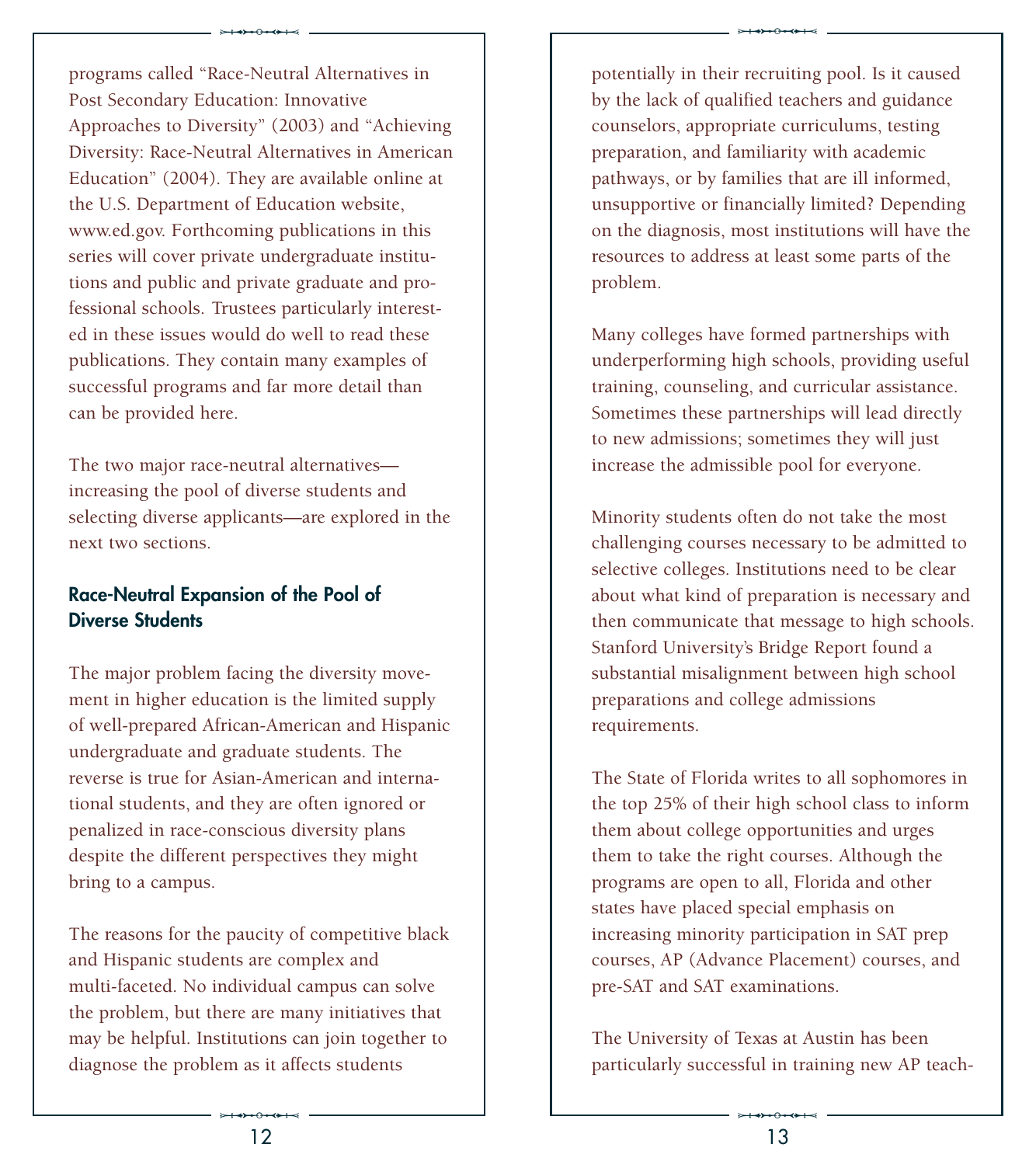programs called "Race-Neutral Alternatives in Post Secondary Education: Innovative Approaches to Diversity" (2003) and "Achieving Diversity: Race-Neutral Alternatives in American Education" (2004). They are available online at the U.S. Department of Education website, www.ed.gov. Forthcoming publications in this series will cover private undergraduate institutions and public and private graduate and professional schools. Trustees particularly interested in these issues would do well to read these publications. They contain many examples of successful programs and far more detail than can be provided here.

The two major race-neutral alternatives—increasing the pool of diverse students and selecting diverse applicants—are explored in the next two sections.

### Race-Neutral Expansion of the Pool of Diverse Students

The major problem facing the diversity movement in higher education is the limited supply of well-prepared African-American and Hispanic undergraduate and graduate students. The reverse is true for Asian-American and international students, and they are often ignored or penalized in race-conscious diversity plans despite the different perspectives they might bring to a campus.

The reasons for the paucity of competitive black and Hispanic students are complex and multi-faceted. No individual campus can solve the problem, but there are many initiatives that may be helpful. Institutions can join together to diagnose the problem as it affects students potentially in their recruiting pool. Is it caused by the lack of qualified teachers and guidance counselors, appropriate curriculums, testing preparation, and familiarity with academic pathways, or by families that are ill informed, unsupportive or financially limited? Depending on the diagnosis, most institutions will have the resources to address at least some parts of the problem.

Many colleges have formed partnerships with underperforming high schools, providing useful training, counseling, and curricular assistance. Sometimes these partnerships will lead directly to new admissions; sometimes they will just increase the admissible pool for everyone.

Minority students often do not take the most challenging courses necessary to be admitted to selective colleges. Institutions need to be clear about what kind of preparation is necessary and then communicate that message to high schools. Stanford University's Bridge Report found a substantial misalignment between high school preparations and college admissions requirements.

The State of Florida writes to all sophomores in the top 25% of their high school class to inform them about college opportunities and urges them to take the right courses. Although the programs are open to all, Florida and other states have placed special emphasis on increasing minority participation in SAT prep courses, AP (Advance Placement) courses, and pre-SAT and SAT examinations.

The University of Texas at Austin has been particularly successful in training new AP teach-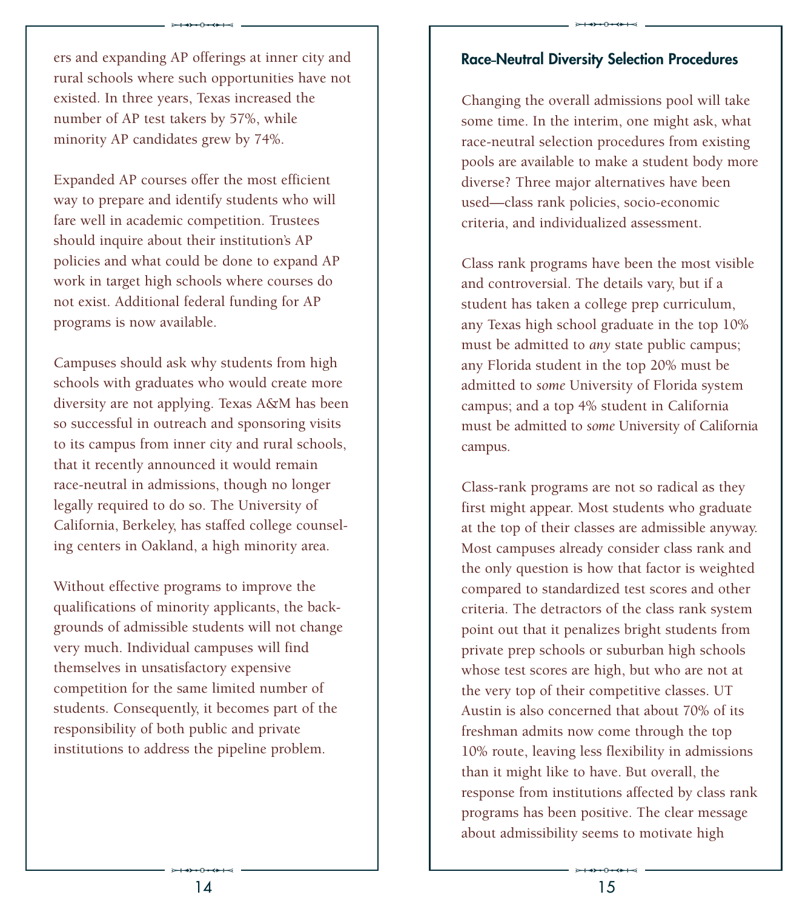ers and expanding AP offerings at inner city and rural schools where such opportunities have not existed. In three years, Texas increased the number of AP test takers by 57%, while minority AP candidates grew by 74%.

Expanded AP courses offer the most efficient way to prepare and identify students who will fare well in academic competition. Trustees should inquire about their institution's AP policies and what could be done to expand AP work in target high schools where courses do not exist. Additional federal funding for AP programs is now available.

Campuses should ask why students from high schools with graduates who would create more diversity are not applying. Texas A&M has been so successful in outreach and sponsoring visits to its campus from inner city and rural schools, that it recently announced it would remain race-neutral in admissions, though no longer legally required to do so. The University of California, Berkeley, has staffed college counseling centers in Oakland, a high minority area.

Without effective programs to improve the qualifications of minority applicants, the backgrounds of admissible students will not change very much. Individual campuses will find themselves in unsatisfactory expensive competition for the same limited number of students. Consequently, it becomes part of the responsibility of both public and private institutions to address the pipeline problem.

### Race-Neutral Diversity Selection Procedures

Changing the overall admissions pool will take some time. In the interim, one might ask, what race-neutral selection procedures from existing pools are available to make a student body more diverse? Three major alternatives have been used—class rank policies, socio-economic criteria, and individualized assessment.

Class rank programs have been the most visible and controversial. The details vary, but if a student has taken a college prep curriculum, any Texas high school graduate in the top 10% must be admitted to *any* state public campus; any Florida student in the top 20% must be admitted to *some* University of Florida system campus; and a top 4% student in California must be admitted to *some* University of California campus.

Class-rank programs are not so radical as they first might appear. Most students who graduate at the top of their classes are admissible anyway. Most campuses already consider class rank and the only question is how that factor is weighted compared to standardized test scores and other criteria. The detractors of the class rank system point out that it penalizes bright students from private prep schools or suburban high schools whose test scores are high, but who are not at the very top of their competitive classes. UT Austin is also concerned that about 70% of its freshman admits now come through the top 10% route, leaving less flexibility in admissions than it might like to have. But overall, the response from institutions affected by class rank programs has been positive. The clear message about admissibility seems to motivate high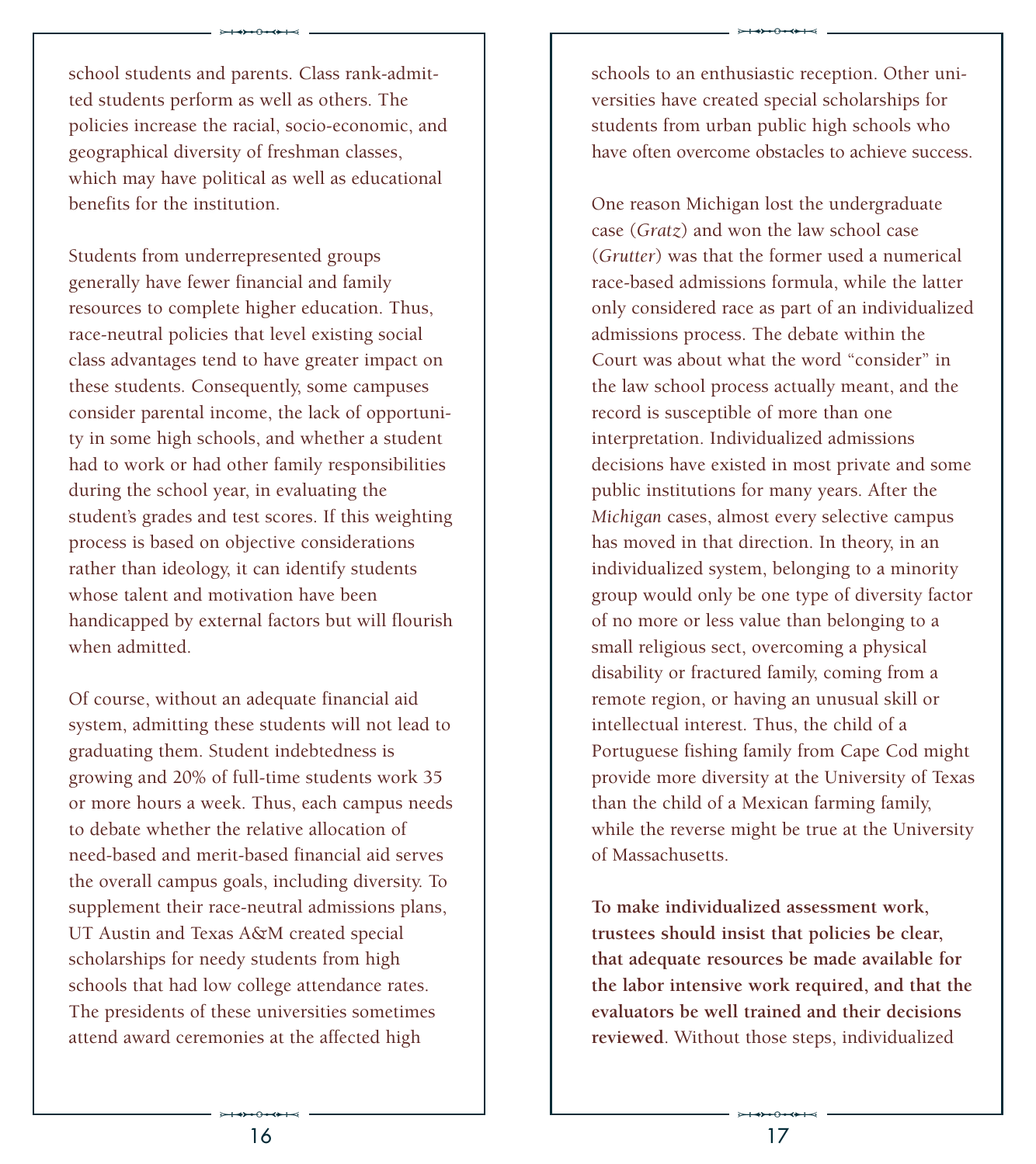school students and parents. Class rank-admitted students perform as well as others. The policies increase the racial, socio-economic, and geographical diversity of freshman classes, which may have political as well as educational benefits for the institution.

Students from underrepresented groups generally have fewer financial and family resources to complete higher education. Thus, race-neutral policies that level existing social class advantages tend to have greater impact on these students. Consequently, some campuses consider parental income, the lack of opportunity in some high schools, and whether a student had to work or had other family responsibilities during the school year, in evaluating the student's grades and test scores. If this weighting process is based on objective considerations rather than ideology, it can identify students whose talent and motivation have been handicapped by external factors but will flourish when admitted.

Of course, without an adequate financial aid system, admitting these students will not lead to graduating them. Student indebtedness is growing and 20% of full-time students work 35 or more hours a week. Thus, each campus needs to debate whether the relative allocation of need-based and merit-based financial aid serves the overall campus goals, including diversity. To supplement their race-neutral admissions plans, UT Austin and Texas A&M created special scholarships for needy students from high schools that had low college attendance rates. The presidents of these universities sometimes attend award ceremonies at the affected high schools to an enthusiastic reception. Other universities have created special scholarships for students from urban public high schools who have often overcome obstacles to achieve success.

One reason Michigan lost the undergraduate case (*Gratz*) and won the law school case (*Grutter*) was that the former used a numerical race-based admissions formula, while the latter only considered race as part of an individualized admissions process. The debate within the Court was about what the word "consider" in the law school process actually meant, and the record is susceptible of more than one interpretation. Individualized admissions decisions have existed in most private and some public institutions for many years. After the *Michigan* cases, almost every selective campus has moved in that direction. In theory, in an individualized system, belonging to a minority group would only be one type of diversity factor of no more or less value than belonging to a small religious sect, overcoming a physical disability or fractured family, coming from a remote region, or having an unusual skill or intellectual interest. Thus, the child of a Portuguese fishing family from Cape Cod might provide more diversity at the University of Texas than the child of a Mexican farming family, while the reverse might be true at the University of Massachusetts.

**To make individualized assessment work, trustees should insist that policies be clear, that adequate resources be made available for the labor intensive work required, and that the evaluators be well trained and their decisions reviewed**. Without those steps, individualized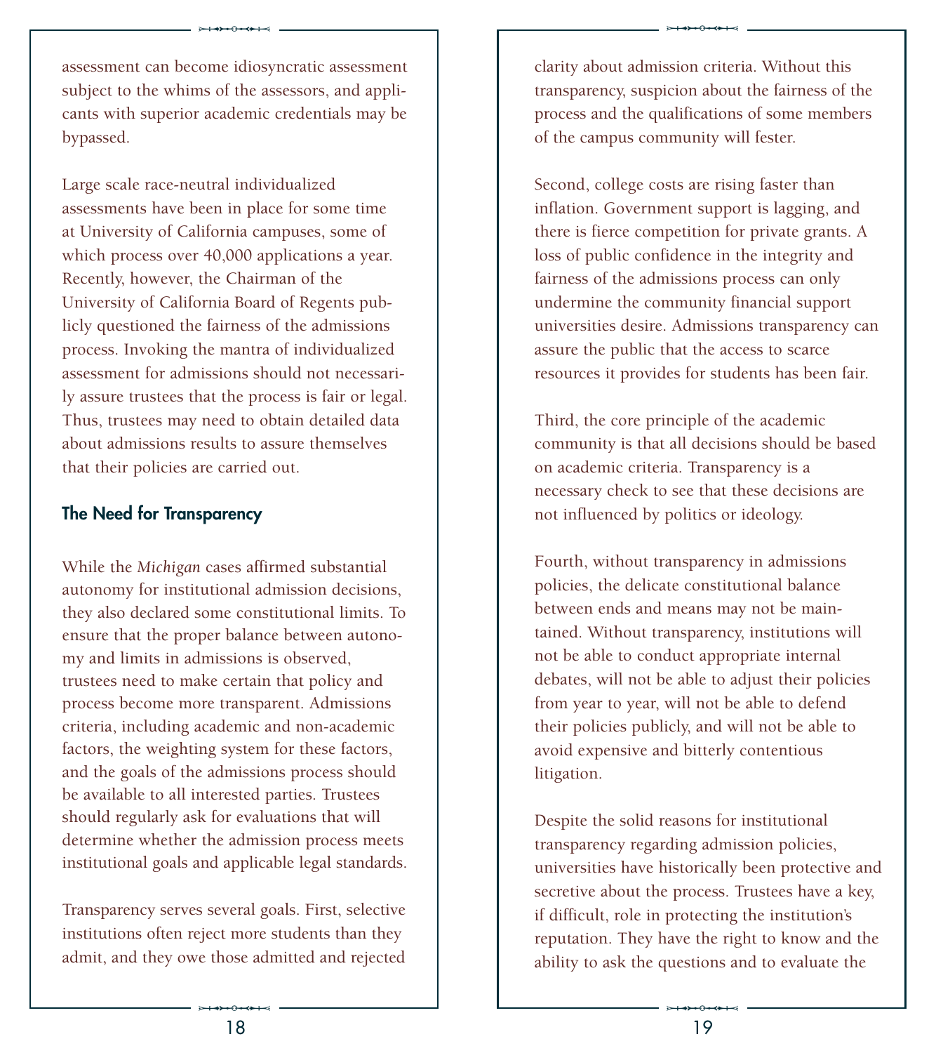assessment can become idiosyncratic assessment subject to the whims of the assessors, and applicants with superior academic credentials may be bypassed.

Large scale race-neutral individualized assessments have been in place for some time at University of California campuses, some of which process over 40,000 applications a year. Recently, however, the Chairman of the University of California Board of Regents publicly questioned the fairness of the admissions process. Invoking the mantra of individualized assessment for admissions should not necessarily assure trustees that the process is fair or legal. Thus, trustees may need to obtain detailed data about admissions results to assure themselves that their policies are carried out.

## The Need for Transparency

While the *Michigan* cases affirmed substantial autonomy for institutional admission decisions, they also declared some constitutional limits. To ensure that the proper balance between autonomy and limits in admissions is observed, trustees need to make certain that policy and process become more transparent. Admissions criteria, including academic and non-academic factors, the weighting system for these factors, and the goals of the admissions process should be available to all interested parties. Trustees should regularly ask for evaluations that will determine whether the admission process meets institutional goals and applicable legal standards.

Transparency serves several goals. First, selective institutions often reject more students than they admit, and they owe those admitted and rejected clarity about admission criteria. Without this transparency, suspicion about the fairness of the process and the qualifications of some members of the campus community will fester.

Second, college costs are rising faster than inflation. Government support is lagging, and there is fierce competition for private grants. A loss of public confidence in the integrity and fairness of the admissions process can only undermine the community financial support universities desire. Admissions transparency can assure the public that the access to scarce resources it provides for students has been fair.

Third, the core principle of the academic community is that all decisions should be based on academic criteria. Transparency is a necessary check to see that these decisions are not influenced by politics or ideology.

Fourth, without transparency in admissions policies, the delicate constitutional balance between ends and means may not be maintained. Without transparency, institutions will not be able to conduct appropriate internal debates, will not be able to adjust their policies from year to year, will not be able to defend their policies publicly, and will not be able to avoid expensive and bitterly contentious litigation.

Despite the solid reasons for institutional transparency regarding admission policies, universities have historically been protective and secretive about the process. Trustees have a key, if difficult, role in protecting the institution's reputation. They have the right to know and the ability to ask the questions and to evaluate the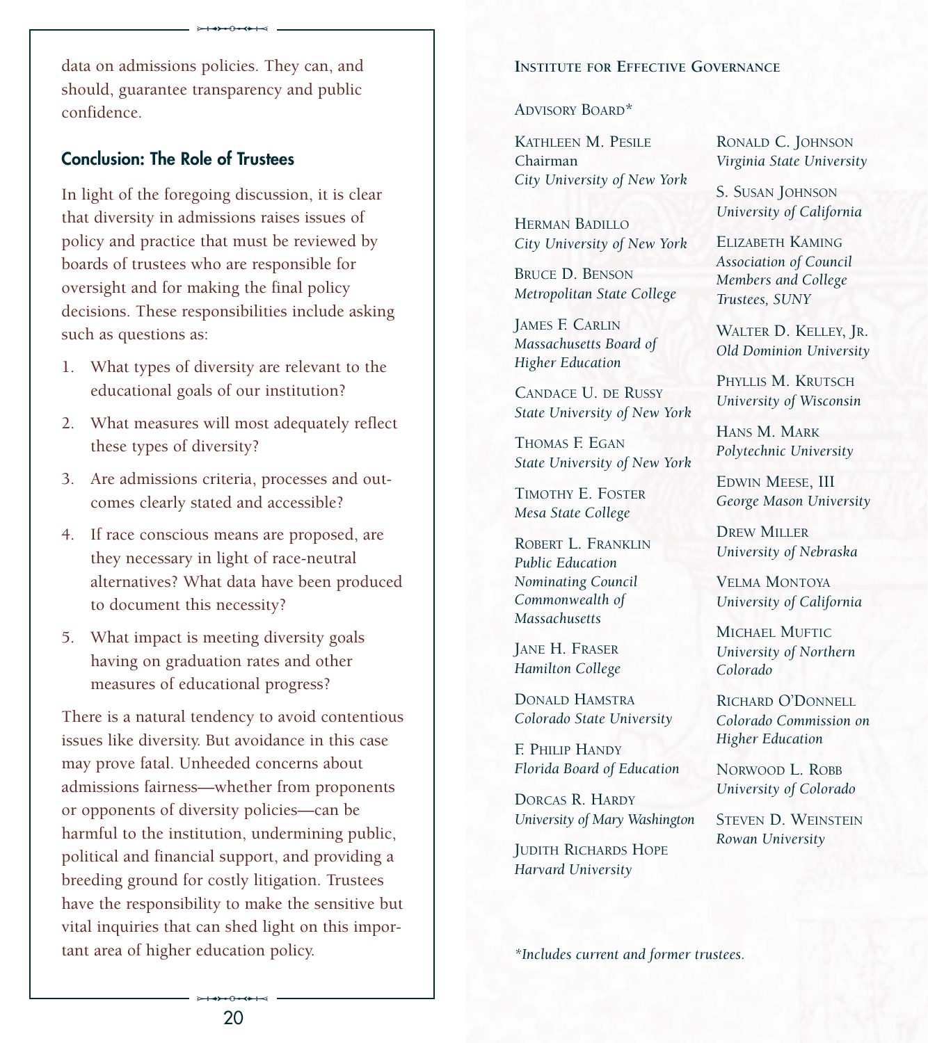data on admissions policies. They can, and should, guarantee transparency and public confidence.

### Conclusion: The Role of Trustees

In light of the foregoing discussion, it is clear that diversity in admissions raises issues of policy and practice that must be reviewed by boards of trustees who are responsible for oversight and for making the final policy decisions. These responsibilities include asking such as questions as:

1. What types of diversity are relevant to the educational goals of our institution?
2. What measures will most adequately reflect these types of diversity?
3. Are admissions criteria, processes and outcomes clearly stated and accessible?
4. If race conscious means are proposed, are they necessary in light of race-neutral alternatives? What data have been produced to document this necessity?
5. What impact is meeting diversity goals having on graduation rates and other measures of educational progress?

There is a natural tendency to avoid contentious issues like diversity. But avoidance in this case may prove fatal. Unheeded concerns about admissions fairness—whether from proponents or opponents of diversity policies—can be harmful to the institution, undermining public, political and financial support, and providing a breeding ground for costly litigation. Trustees have the responsibility to make the sensitive but vital inquiries that can shed light on this important area of higher education policy.

## Institute for Effective Governance

### Advisory Board*

Kathleen M. Pesile
Chairman
*City University of New York*

Herman Badillo
*City University of New York*

Bruce D. Benson
*Metropolitan State College*

James F. Carlin
*Massachusetts Board of Higher Education*

Candace U. de Russy
*State University of New York*

Thomas F. Egan
*State University of New York*

Timothy E. Foster
*Mesa State College*

Robert L. Franklin
*Public Education Nominating Council Commonwealth of Massachusetts*

Jane H. Fraser
*Hamilton College*

Donald Hamstra
*Colorado State University*

F. Philip Handy
*Florida Board of Education*

Dorcas R. Hardy
*University of Mary Washington*

Judith Richards Hope
*Harvard University*

Ronald C. Johnson
*Virginia State University*

S. Susan Johnson
*University of California*

Elizabeth Kaming
*Association of Council Members and College Trustees, SUNY*

Walter D. Kelley, Jr.
*Old Dominion University*

Phyllis M. Krutsch
*University of Wisconsin*

Hans M. Mark
*Polytechnic University*

Edwin Meese, III
*George Mason University*

Drew Miller
*University of Nebraska*

Velma Montoya
*University of California*

Michael Muftic
*University of Northern Colorado*

Richard O'Donnell
*Colorado Commission on Higher Education*

Norwood L. Robb
*University of Colorado*

Steven D. Weinstein
*Rowan University*

*\*Includes current and former trustees.*